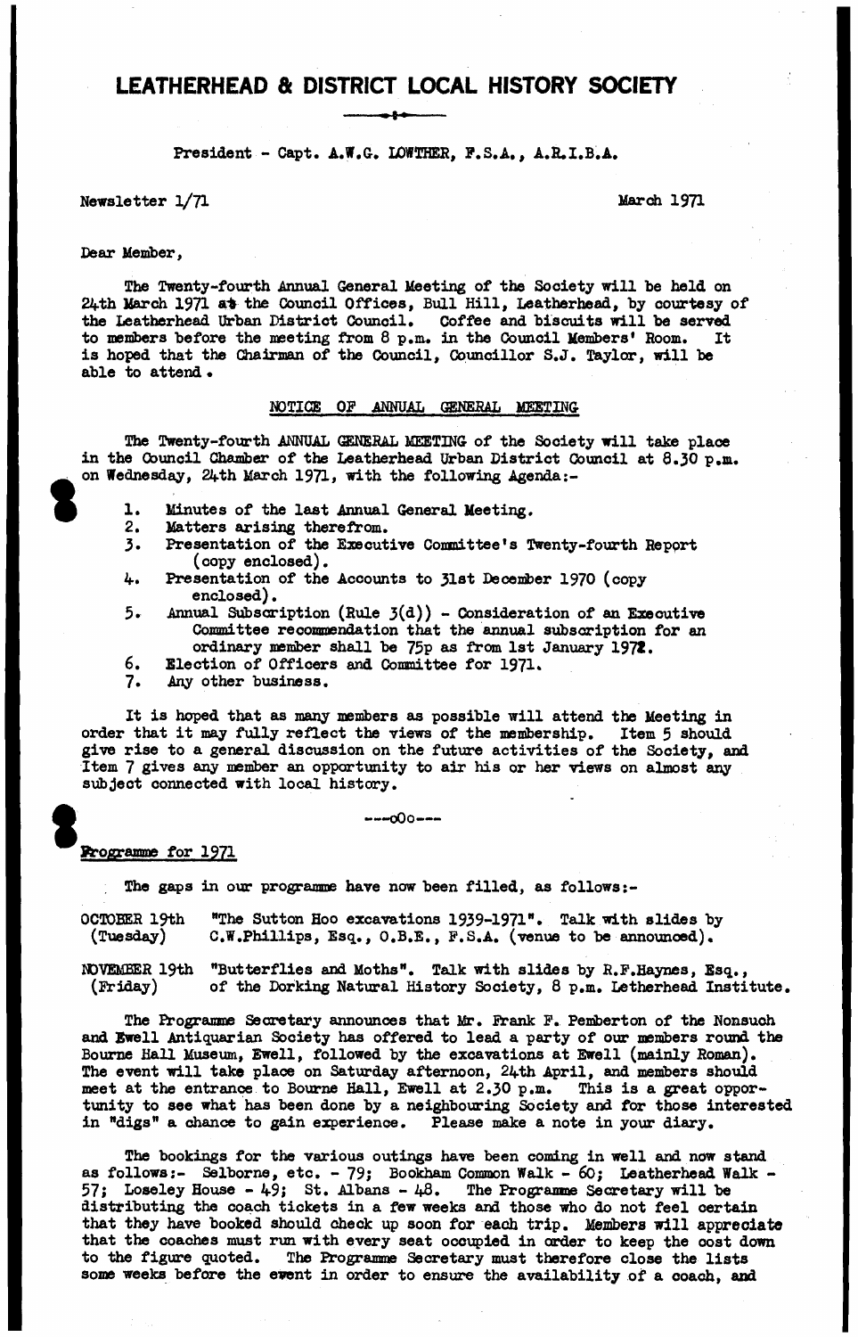# LEATHERHEAD & DISTRICT LOCAL HISTORY SOCIETY

President - Capt. A.W.G. LOWTHER, F.S.A., A.R.I.B.A.

Newsletter 1/71 March 1971

Dear Member,

The Twenty-fourth Annual General Meeting of the Society will be held on 24th March 1971 at the Council Offices, Bull Hill, Leatherhead, by courtesy of the Leatherhead Urban District Council. Coffee and biscuits will be served to members before the meeting from 8 p.m. in the Council Members' Room. It is hoped that the Chairman of the Council, Councillor S.J. Taylor, will be able to attend.

## NOTICE OF ANNUAL GENERAL MEETING

The Twenty-fourth ANNUAL GENERAL MEETING of the Society will take place in the Council Chamber of the Leatherhead Urban District Council at 8.30 p.m. on Wednesday, 24th March 1971, with the following Agenda:-

1. Minutes of the last Annual General Meeting.
2. Matters arising therefrom.
3. Presentation of the Executive Committee's Twenty-fourth Report (copy enclosed).
4. Presentation of the Accounts to 31st December 1970 (copy enclosed).
5. Annual Subscription (Rule 3(d)) - Consideration of an Executive Committee recommendation that the annual subscription for an ordinary member shall be 75p as from 1st January 1972.
6. Election of Officers and Committee for 1971.
7. Any other business.

It is hoped that as many members as possible will attend the Meeting in order that it may fully reflect the views of the membership. Item 5 should give rise to a general discussion on the future activities of the Society, and Item 7 gives any member an opportunity to air his or her views on almost any subject connected with local history.

---oOo---

## Programme for 1971

The gaps in our programme have now been filled, as follows:-

OCTOBER 19th (Tuesday) "The Sutton Hoo excavations 1939-1971". Talk with slides by C.W.Phillips, Esq., O.B.E., F.S.A. (venue to be announced).

NOVEMBER 19th (Friday) "Butterflies and Moths". Talk with slides by R.F.Haynes, Esq., of the Dorking Natural History Society, 8 p.m. Letherhead Institute.

The Programme Secretary announces that Mr. Frank F. Pemberton of the Nonsuch and Ewell Antiquarian Society has offered to lead a party of our members round the Bourne Hall Museum, Ewell, followed by the excavations at Ewell (mainly Roman). The event will take place on Saturday afternoon, 24th April, and members should meet at the entrance to Bourne Hall, Ewell at 2.30 p.m. This is a great opportunity to see what has been done by a neighbouring Society and for those interested in "digs" a chance to gain experience. Please make a note in your diary.

The bookings for the various outings have been coming in well and now stand as follows:- Selborne, etc. - 79; Bookham Common Walk - 60; Leatherhead Walk - 57; Loseley House - 49; St. Albans - 48. The Programme Secretary will be distributing the coach tickets in a few weeks and those who do not feel certain that they have booked should check up soon for each trip. Members will appreciate that the coaches must run with every seat occupied in order to keep the cost down to the figure quoted. The Programme Secretary must therefore close the lists some weeks before the event in order to ensure the availability of a coach, and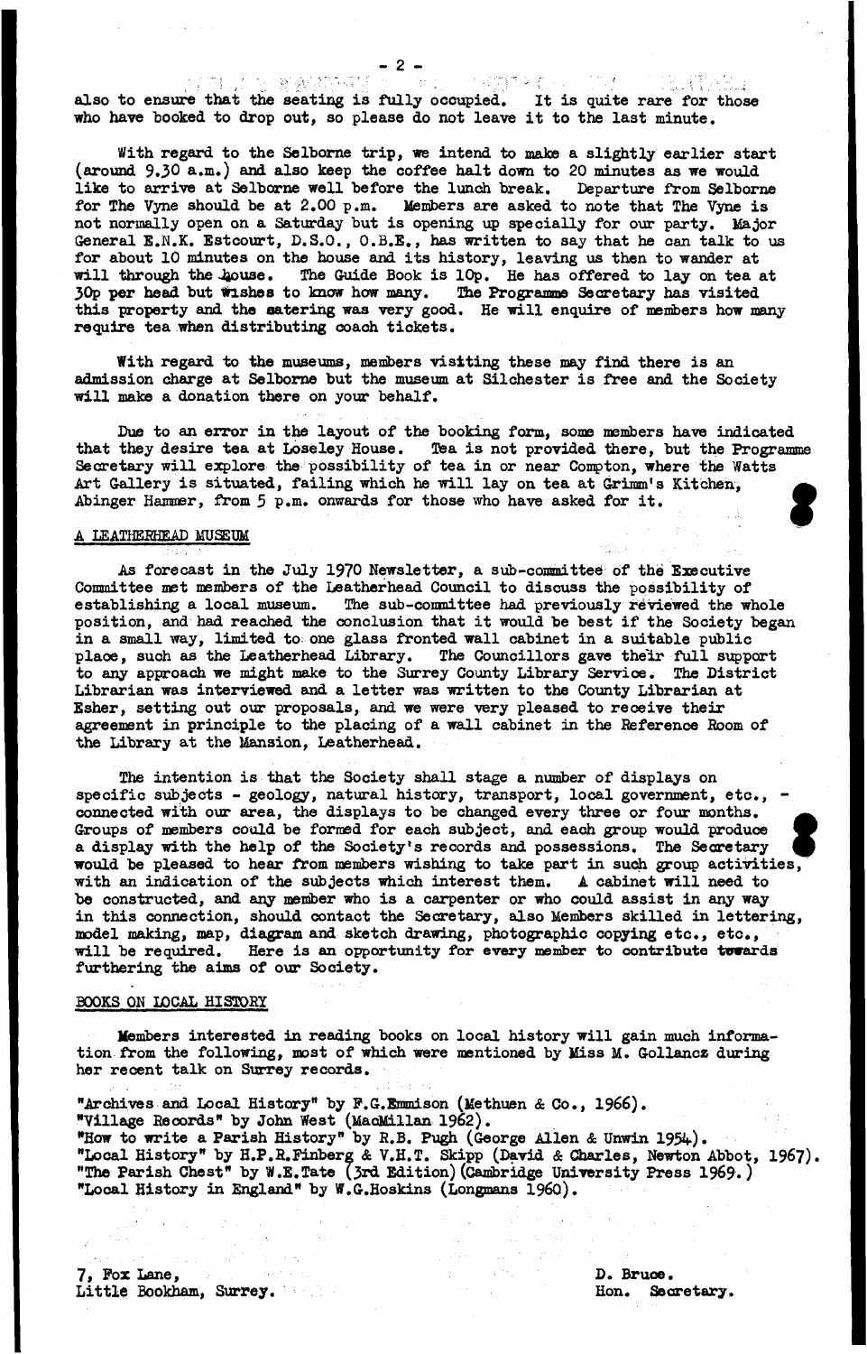also to ensure that the seating is fully occupied. It is quite rare for those who have booked to drop out, so please do not leave it to the last minute.

With regard to the Selborne trip, we intend to make a slightly earlier start (around 9.30 a.m.) and also keep the coffee halt down to 20 minutes as we would like to arrive at Selborne well before the lunch break. Departure from Selborne for The Vyne should be at 2.00 p.m. Members are asked to note that The Vyne is not normally open on a Saturday but is opening up specially for our party. Major General E.N.K. Estcourt, D.S.O., O.B.E., has written to say that he can talk to us for about 10 minutes on the house and its history, leaving us then to wander at will through the house. The Guide Book is 10p. He has offered to lay on tea at 30p per head but wishes to know how many. The Programme Secretary has visited this property and the catering was very good. He will enquire of members how many require tea when distributing coach tickets.

With regard to the museums, members visiting these may find there is an admission charge at Selborne but the museum at Silchester is free and the Society will make a donation there on your behalf.

Due to an error in the layout of the booking form, some members have indicated that they desire tea at Loseley House. Tea is not provided there, but the Programme Secretary will explore the possibility of tea in or near Compton, where the Watts Art Gallery is situated, failing which he will lay on tea at Grimm's Kitchen, Abinger Hammer, from 5 p.m. onwards for those who have asked for it.

## A LEATHERHEAD MUSEUM

As forecast in the July 1970 Newsletter, a sub-committee of the Executive Committee met members of the Leatherhead Council to discuss the possibility of establishing a local museum. The sub-committee had previously reviewed the whole position, and had reached the conclusion that it would be best if the Society began in a small way, limited to one glass fronted wall cabinet in a suitable public place, such as the Leatherhead Library. The Councillors gave their full support to any approach we might make to the Surrey County Library Service. The District Librarian was interviewed and a letter was written to the County Librarian at Esher, setting out our proposals, and we were very pleased to receive their agreement in principle to the placing of a wall cabinet in the Reference Room of the Library at the Mansion, Leatherhead.

The intention is that the Society shall stage a number of displays on specific subjects - geology, natural history, transport, local government, etc., - connected with our area, the displays to be changed every three or four months. Groups of members could be formed for each subject, and each group would produce a display with the help of the Society's records and possessions. The Secretary would be pleased to hear from members wishing to take part in such group activities, with an indication of the subjects which interest them. A cabinet will need to be constructed, and any member who is a carpenter or who could assist in any way in this connection, should contact the Secretary, also Members skilled in lettering, model making, map, diagram and sketch drawing, photographic copying etc., etc., will be required. Here is an opportunity for every member to contribute towards furthering the aims of our Society.

## BOOKS ON LOCAL HISTORY

Members interested in reading books on local history will gain much information from the following, most of which were mentioned by Miss M. Gollancz during her recent talk on Surrey records.

"Archives and Local History" by F.G.Emmison (Methuen & Co., 1966).
"Village Records" by John West (MacMillan 1962).
"How to write a Parish History" by R.B. Pugh (George Allen & Unwin 1954).
"Local History" by H.P.R.Finberg & V.H.T. Skipp (David & Charles, Newton Abbot, 1967).
"The Parish Chest" by W.E.Tate (3rd Edition) (Cambridge University Press 1969.)
"Local History in England" by W.G.Hoskins (Longmans 1960).

7, Fox Lane,
Little Bookham, Surrey.

D. Bruce.
Hon. Secretary.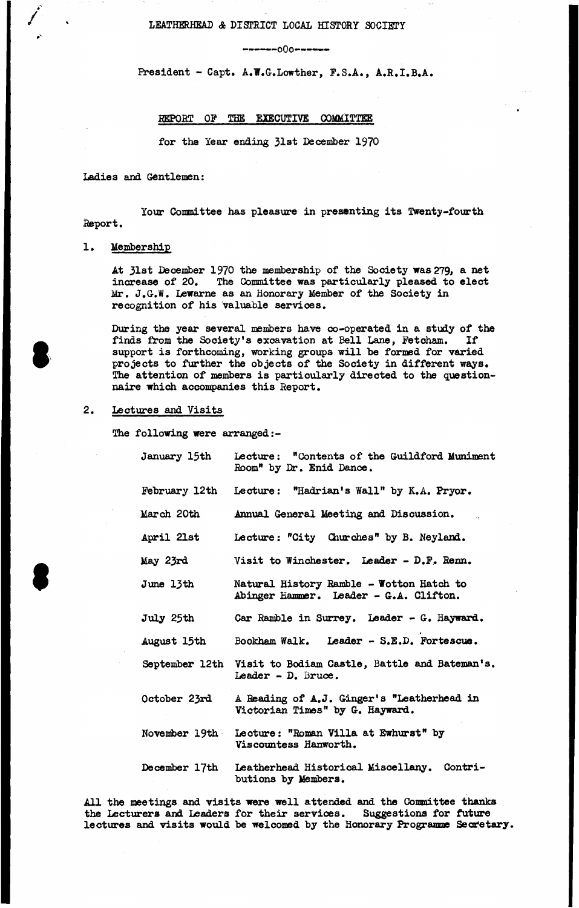LEATHERHEAD & DISTRICT LOCAL HISTORY SOCIETY

-------oOo-------

President - Capt. A.W.G.Lowther, F.S.A., A.R.I.B.A.

## REPORT OF THE EXECUTIVE COMMITTEE

for the Year ending 31st December 1970

Ladies and Gentlemen:

Your Committee has pleasure in presenting its Twenty-fourth Report.

### 1. Membership

At 31st December 1970 the membership of the Society was 279, a net increase of 20. The Committee was particularly pleased to elect Mr. J.G.W. Lewarne as an Honorary Member of the Society in recognition of his valuable services.

During the year several members have co-operated in a study of the finds from the Society's excavation at Bell Lane, Fetcham. If support is forthcoming, working groups will be formed for varied projects to further the objects of the Society in different ways. The attention of members is particularly directed to the questionnaire which accompanies this Report.

### 2. Lectures and Visits

The following were arranged:-

| | |
|---|---|
| January 15th | Lecture: "Contents of the Guildford Muniment Room" by Dr. Enid Dance. |
| February 12th | Lecture: "Hadrian's Wall" by K.A. Pryor. |
| March 20th | Annual General Meeting and Discussion. |
| April 21st | Lecture: "City Churches" by B. Neyland. |
| May 23rd | Visit to Winchester. Leader - D.F. Renn. |
| June 13th | Natural History Ramble - Wotton Hatch to Abinger Hammer. Leader - G.A. Clifton. |
| July 25th | Car Ramble in Surrey. Leader - G. Hayward. |
| August 15th | Bookham Walk. Leader - S.E.D. Fortescue. |
| September 12th | Visit to Bodiam Castle, Battle and Bateman's. Leader - D. Bruce. |
| October 23rd | A Reading of A.J. Ginger's "Leatherhead in Victorian Times" by G. Hayward. |
| November 19th | Lecture: "Roman Villa at Ewhurst" by Viscountess Hanworth. |
| December 17th | Leatherhead Historical Miscellany. Contributions by Members. |

All the meetings and visits were well attended and the Committee thanks the Lecturers and Leaders for their services. Suggestions for future lectures and visits would be welcomed by the Honorary Programme Secretary.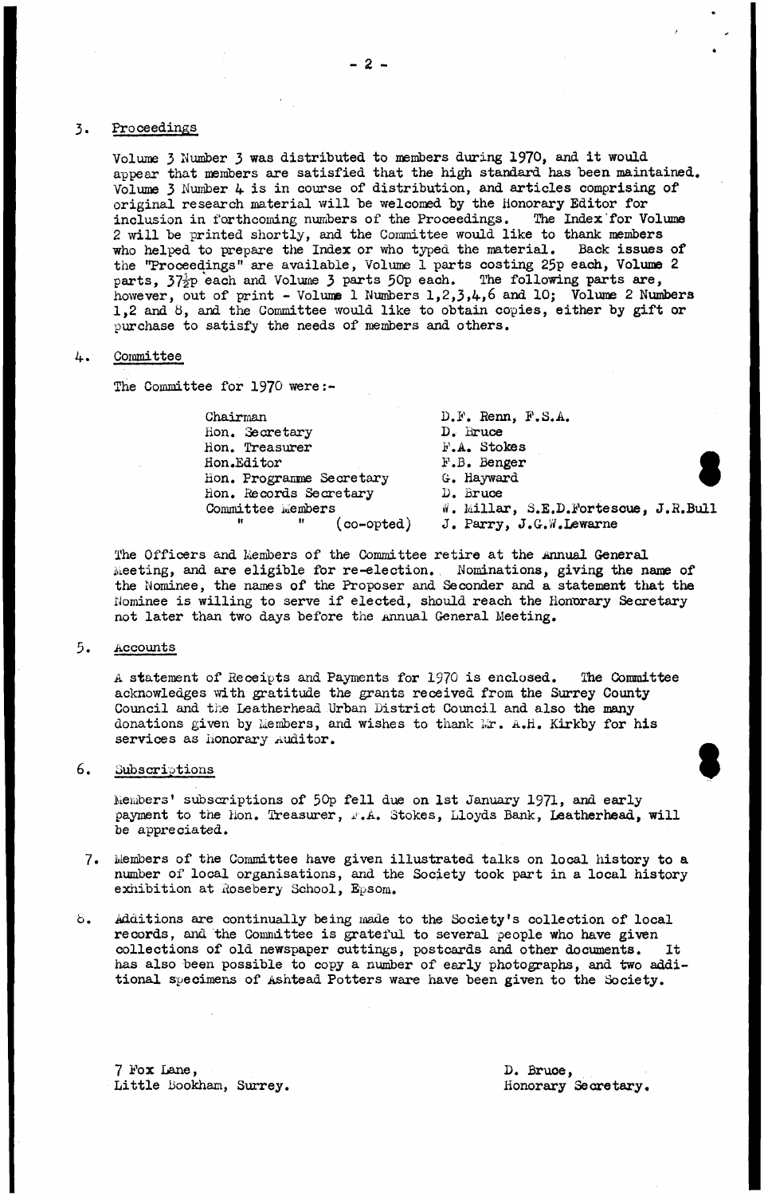## 3. Proceedings

Volume 3 Number 3 was distributed to members during 1970, and it would appear that members are satisfied that the high standard has been maintained. Volume 3 Number 4 is in course of distribution, and articles comprising of original research material will be welcomed by the Honorary Editor for inclusion in forthcoming numbers of the Proceedings. The Index for Volume 2 will be printed shortly, and the Committee would like to thank members who helped to prepare the Index or who typed the material. Back issues of the "Proceedings" are available, Volume 1 parts costing 25p each, Volume 2 parts, 37½p each and Volume 3 parts 50p each. The following parts are, however, out of print - Volume 1 Numbers 1,2,3,4,6 and 10; Volume 2 Numbers 1,2 and 8, and the Committee would like to obtain copies, either by gift or purchase to satisfy the needs of members and others.

## 4. Committee

The Committee for 1970 were:-

| | |
|---|---|
| Chairman | D.F. Renn, F.S.A. |
| Hon. Secretary | D. Bruce |
| Hon. Treasurer | F.A. Stokes |
| Hon.Editor | F.B. Benger |
| Hon. Programme Secretary | G. Hayward |
| Hon. Records Secretary | D. Bruce |
| Committee Members | W. Millar, S.E.D.Fortescue, J.R.Bull |
| " " (co-opted) | J. Parry, J.G.W.Lewarne |

The Officers and Members of the Committee retire at the Annual General Meeting, and are eligible for re-election. Nominations, giving the name of the Nominee, the names of the Proposer and Seconder and a statement that the Nominee is willing to serve if elected, should reach the Honorary Secretary not later than two days before the Annual General Meeting.

## 5. Accounts

A statement of Receipts and Payments for 1970 is enclosed. The Committee acknowledges with gratitude the grants received from the Surrey County Council and the Leatherhead Urban District Council and also the many donations given by Members, and wishes to thank Mr. A.H. Kirkby for his services as Honorary Auditor.

## 6. Subscriptions

Members' subscriptions of 50p fell due on 1st January 1971, and early payment to the Hon. Treasurer, F.A. Stokes, Lloyds Bank, Leatherhead, will be appreciated.

7. Members of the Committee have given illustrated talks on local history to a number of local organisations, and the Society took part in a local history exhibition at Rosebery School, Epsom.

8. Additions are continually being made to the Society's collection of local records, and the Committee is grateful to several people who have given collections of old newspaper cuttings, postcards and other documents. It has also been possible to copy a number of early photographs, and two additional specimens of Ashtead Potters ware have been given to the Society.

7 Fox Lane,
Little Bookham, Surrey.

D. Bruce,
Honorary Secretary.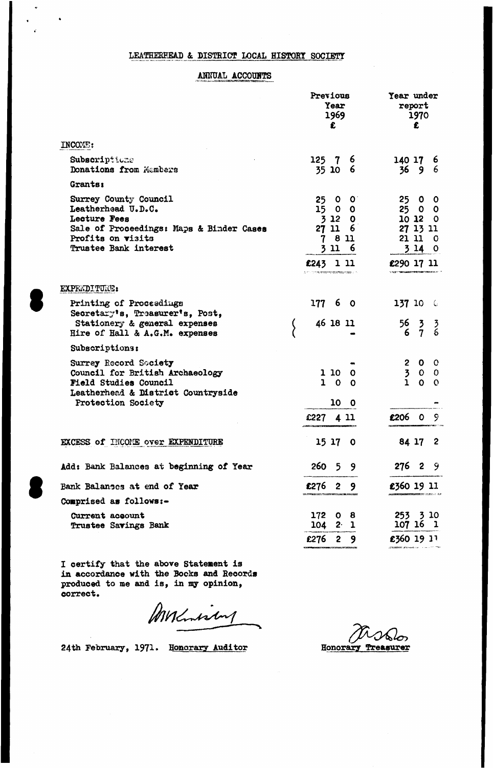# LEATHERHEAD & DISTRICT LOCAL HISTORY SOCIETY

## ANNUAL ACCOUNTS

| | Previous Year 1969 £ | Year under report 1970 £ |
|---|---|---|
| **INCOME:** | | |
| Subscriptions | 125 7 6 | 140 17 6 |
| Donations from Members | 35 10 6 | 36 9 6 |
| **Grants:** | | |
| Surrey County Council | 25 0 0 | 25 0 0 |
| Leatherhead U.D.C. | 15 0 0 | 25 0 0 |
| Lecture Fees | 3 12 0 | 10 12 0 |
| Sale of Proceedings: Maps & Binder Cases | 27 11 6 | 27 13 11 |
| Profits on visits | 7 8 11 | 21 11 0 |
| Trustee Bank interest | 3 11 6 | 3 14 0 |
| | £243 1 11 | £290 17 11 |
| **EXPENDITURE:** | | |
| Printing of Proceedings | 177 6 0 | 137 10 0 |
| Secretary's, Treasurer's, Post, Stationery & general expenses | 46 18 11 | 56 3 3 |
| Hire of Hall & A.G.M. expenses | - | 6 7 6 |
| **Subscriptions:** | | |
| Surrey Record Society | - | 2 0 0 |
| Council for British Archaeology | 1 10 0 | 3 0 0 |
| Field Studies Council | 1 0 0 | 1 0 0 |
| Leatherhead & District Countryside Protection Society | 10 0 | - |
| | £227 4 11 | £206 0 9 |
| EXCESS of INCOME over EXPENDITURE | 15 17 0 | 84 17 2 |
| Add: Bank Balances at beginning of Year | 260 5 9 | 276 2 9 |
| Bank Balances at end of Year | £276 2 9 | £360 19 11 |
| Comprised as follows:- | | |
| Current account | 172 0 8 | 253 3 10 |
| Trustee Savings Bank | 104 2 1 | 107 16 1 |
| | £276 2 9 | £360 19 11 |

I certify that the above Statement is in accordance with the Books and Records produced to me and is, in my opinion, correct.

24th February, 1971. Honorary Auditor

Honorary Treasurer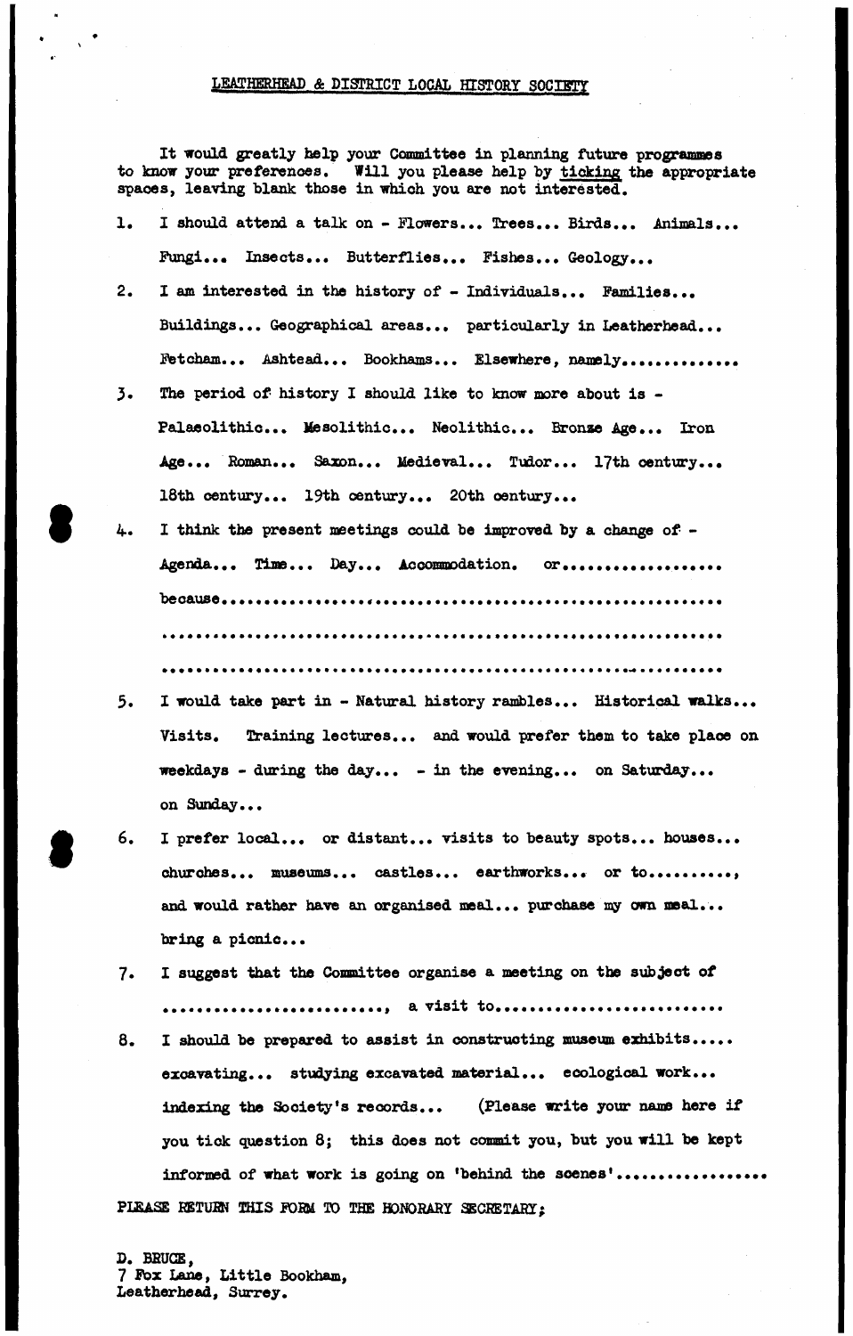## LEATHERHEAD & DISTRICT LOCAL HISTORY SOCIETY

It would greatly help your Committee in planning future programmes to know your preferences. Will you please help by ticking the appropriate spaces, leaving blank those in which you are not interested.

1. I should attend a talk on - Flowers... Trees... Birds... Animals... Fungi... Insects... Butterflies... Fishes... Geology...
2. I am interested in the history of - Individuals... Families... Buildings... Geographical areas... particularly in Leatherhead... Fetcham... Ashtead... Bookhams... Elsewhere, namely..............
3. The period of history I should like to know more about is - Palaeolithic... Mesolithic... Neolithic... Bronze Age... Iron Age... Roman... Saxon... Medieval... Tudor... 17th century... 18th century... 19th century... 20th century...
4. I think the present meetings could be improved by a change of - Agenda... Time... Day... Accommodation. or.................. because.......................................................... ........................................................................ ........................................................................
5. I would take part in - Natural history rambles... Historical walks... Visits. Training lectures... and would prefer them to take place on weekdays - during the day... - in the evening... on Saturday... on Sunday...
6. I prefer local... or distant... visits to beauty spots... houses... churches... museums... castles... earthworks... or to.........., and would rather have an organised meal... purchase my own meal... bring a picnic...
7. I suggest that the Committee organise a meeting on the subject of .........................., a visit to..........................
8. I should be prepared to assist in constructing museum exhibits..... excavating... studying excavated material... ecological work... indexing the Society's records... (Please write your name here if you tick question 8; this does not commit you, but you will be kept informed of what work is going on 'behind the scenes'.................

PLEASE RETURN THIS FORM TO THE HONORARY SECRETARY;

D. BRUCE,  
7 Fox Lane, Little Bookham,  
Leatherhead, Surrey.